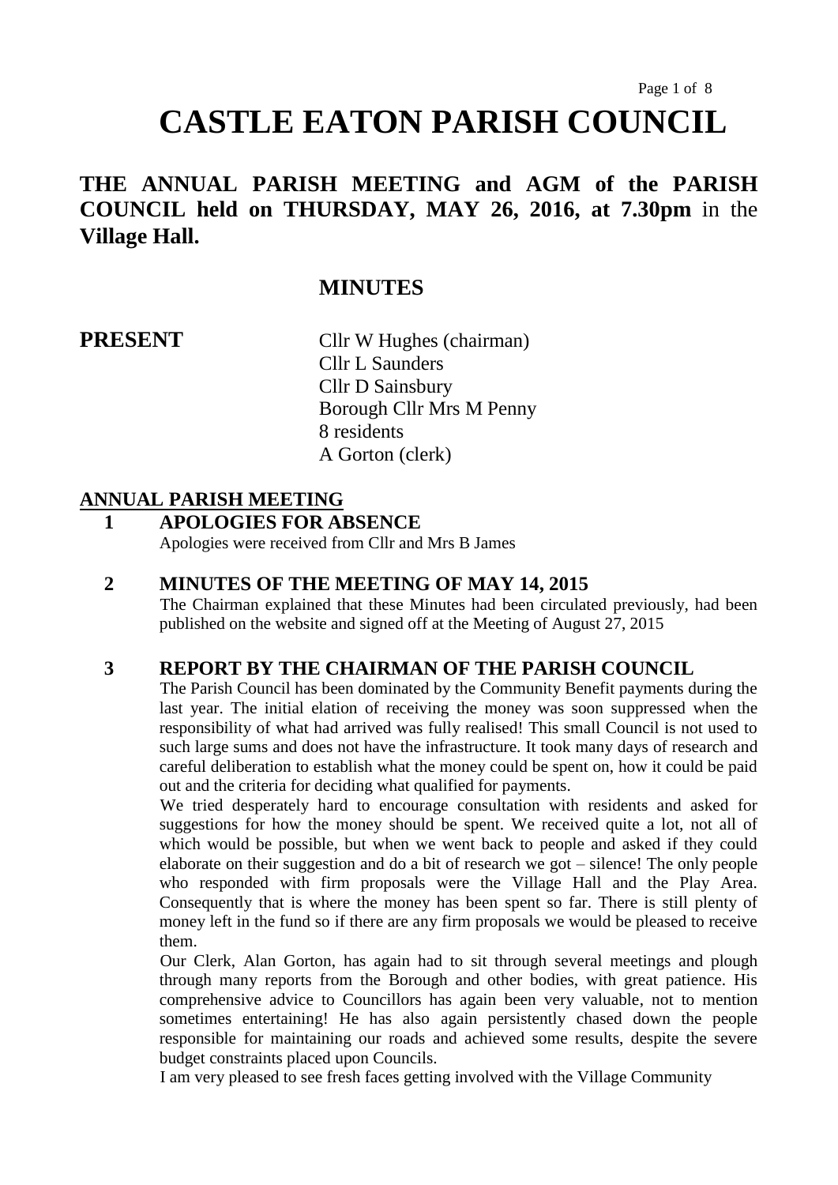# CASTLE EATON PARISH COUNCIL

## THE ANNUAL PARISH MEETING and AGM of the PARISH COUNCIL held on THURSDAY, MAY 26, 2016, at 7.30pm in the Village Hall.

## MINUTES

**PRESENT**

Cllr W Hughes (chairman)
Cllr L Saunders
Cllr D Sainsbury
Borough Cllr Mrs M Penny
8 residents
A Gorton (clerk)

## ANNUAL PARISH MEETING

### 1 APOLOGIES FOR ABSENCE

Apologies were received from Cllr and Mrs B James

### 2 MINUTES OF THE MEETING OF MAY 14, 2015

The Chairman explained that these Minutes had been circulated previously, had been published on the website and signed off at the Meeting of August 27, 2015

### 3 REPORT BY THE CHAIRMAN OF THE PARISH COUNCIL

The Parish Council has been dominated by the Community Benefit payments during the last year. The initial elation of receiving the money was soon suppressed when the responsibility of what had arrived was fully realised! This small Council is not used to such large sums and does not have the infrastructure. It took many days of research and careful deliberation to establish what the money could be spent on, how it could be paid out and the criteria for deciding what qualified for payments.

We tried desperately hard to encourage consultation with residents and asked for suggestions for how the money should be spent. We received quite a lot, not all of which would be possible, but when we went back to people and asked if they could elaborate on their suggestion and do a bit of research we got – silence! The only people who responded with firm proposals were the Village Hall and the Play Area. Consequently that is where the money has been spent so far. There is still plenty of money left in the fund so if there are any firm proposals we would be pleased to receive them.

Our Clerk, Alan Gorton, has again had to sit through several meetings and plough through many reports from the Borough and other bodies, with great patience. His comprehensive advice to Councillors has again been very valuable, not to mention sometimes entertaining! He has also again persistently chased down the people responsible for maintaining our roads and achieved some results, despite the severe budget constraints placed upon Councils.

I am very pleased to see fresh faces getting involved with the Village Community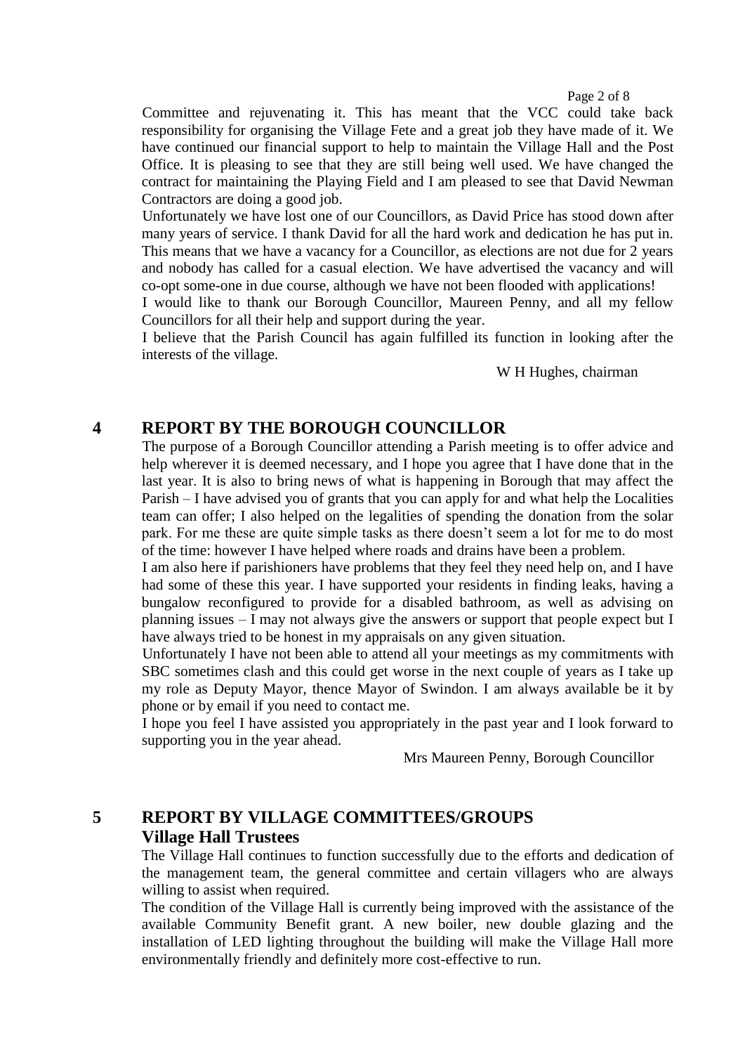Committee and rejuvenating it. This has meant that the VCC could take back responsibility for organising the Village Fete and a great job they have made of it. We have continued our financial support to help to maintain the Village Hall and the Post Office. It is pleasing to see that they are still being well used. We have changed the contract for maintaining the Playing Field and I am pleased to see that David Newman Contractors are doing a good job.

Unfortunately we have lost one of our Councillors, as David Price has stood down after many years of service. I thank David for all the hard work and dedication he has put in. This means that we have a vacancy for a Councillor, as elections are not due for 2 years and nobody has called for a casual election. We have advertised the vacancy and will co-opt some-one in due course, although we have not been flooded with applications!

I would like to thank our Borough Councillor, Maureen Penny, and all my fellow Councillors for all their help and support during the year.

I believe that the Parish Council has again fulfilled its function in looking after the interests of the village.

W H Hughes, chairman

## 4 REPORT BY THE BOROUGH COUNCILLOR

The purpose of a Borough Councillor attending a Parish meeting is to offer advice and help wherever it is deemed necessary, and I hope you agree that I have done that in the last year. It is also to bring news of what is happening in Borough that may affect the Parish – I have advised you of grants that you can apply for and what help the Localities team can offer; I also helped on the legalities of spending the donation from the solar park. For me these are quite simple tasks as there doesn't seem a lot for me to do most of the time: however I have helped where roads and drains have been a problem.

I am also here if parishioners have problems that they feel they need help on, and I have had some of these this year. I have supported your residents in finding leaks, having a bungalow reconfigured to provide for a disabled bathroom, as well as advising on planning issues – I may not always give the answers or support that people expect but I have always tried to be honest in my appraisals on any given situation.

Unfortunately I have not been able to attend all your meetings as my commitments with SBC sometimes clash and this could get worse in the next couple of years as I take up my role as Deputy Mayor, thence Mayor of Swindon. I am always available be it by phone or by email if you need to contact me.

I hope you feel I have assisted you appropriately in the past year and I look forward to supporting you in the year ahead.

Mrs Maureen Penny, Borough Councillor

## 5 REPORT BY VILLAGE COMMITTEES/GROUPS

### Village Hall Trustees

The Village Hall continues to function successfully due to the efforts and dedication of the management team, the general committee and certain villagers who are always willing to assist when required.

The condition of the Village Hall is currently being improved with the assistance of the available Community Benefit grant. A new boiler, new double glazing and the installation of LED lighting throughout the building will make the Village Hall more environmentally friendly and definitely more cost-effective to run.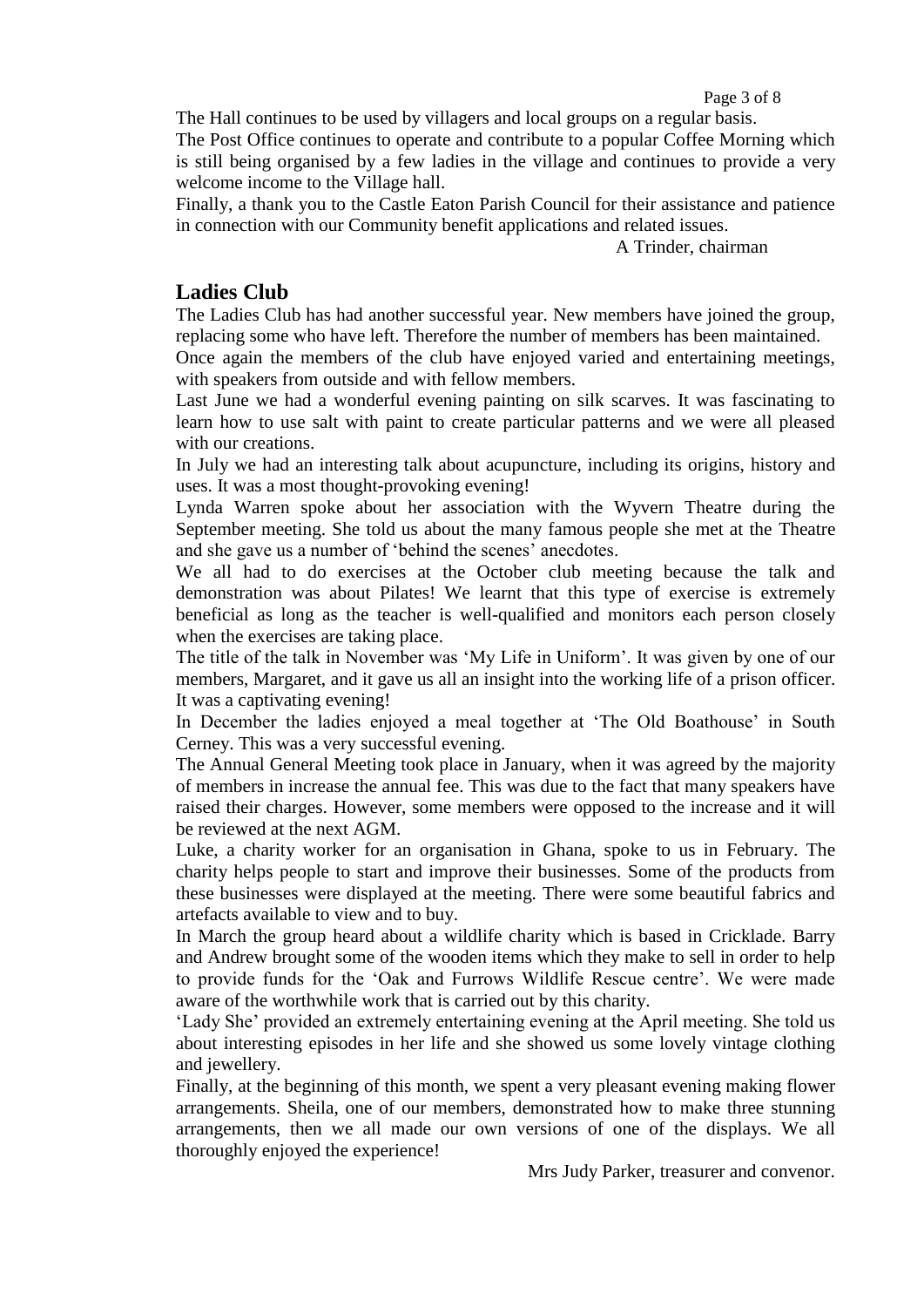The Hall continues to be used by villagers and local groups on a regular basis.

The Post Office continues to operate and contribute to a popular Coffee Morning which is still being organised by a few ladies in the village and continues to provide a very welcome income to the Village hall.

Finally, a thank you to the Castle Eaton Parish Council for their assistance and patience in connection with our Community benefit applications and related issues.

A Trinder, chairman

## Ladies Club

The Ladies Club has had another successful year. New members have joined the group, replacing some who have left. Therefore the number of members has been maintained.

Once again the members of the club have enjoyed varied and entertaining meetings, with speakers from outside and with fellow members.

Last June we had a wonderful evening painting on silk scarves. It was fascinating to learn how to use salt with paint to create particular patterns and we were all pleased with our creations.

In July we had an interesting talk about acupuncture, including its origins, history and uses. It was a most thought-provoking evening!

Lynda Warren spoke about her association with the Wyvern Theatre during the September meeting. She told us about the many famous people she met at the Theatre and she gave us a number of 'behind the scenes' anecdotes.

We all had to do exercises at the October club meeting because the talk and demonstration was about Pilates! We learnt that this type of exercise is extremely beneficial as long as the teacher is well-qualified and monitors each person closely when the exercises are taking place.

The title of the talk in November was 'My Life in Uniform'. It was given by one of our members, Margaret, and it gave us all an insight into the working life of a prison officer. It was a captivating evening!

In December the ladies enjoyed a meal together at 'The Old Boathouse' in South Cerney. This was a very successful evening.

The Annual General Meeting took place in January, when it was agreed by the majority of members in increase the annual fee. This was due to the fact that many speakers have raised their charges. However, some members were opposed to the increase and it will be reviewed at the next AGM.

Luke, a charity worker for an organisation in Ghana, spoke to us in February. The charity helps people to start and improve their businesses. Some of the products from these businesses were displayed at the meeting. There were some beautiful fabrics and artefacts available to view and to buy.

In March the group heard about a wildlife charity which is based in Cricklade. Barry and Andrew brought some of the wooden items which they make to sell in order to help to provide funds for the 'Oak and Furrows Wildlife Rescue centre'. We were made aware of the worthwhile work that is carried out by this charity.

'Lady She' provided an extremely entertaining evening at the April meeting. She told us about interesting episodes in her life and she showed us some lovely vintage clothing and jewellery.

Finally, at the beginning of this month, we spent a very pleasant evening making flower arrangements. Sheila, one of our members, demonstrated how to make three stunning arrangements, then we all made our own versions of one of the displays. We all thoroughly enjoyed the experience!

Mrs Judy Parker, treasurer and convenor.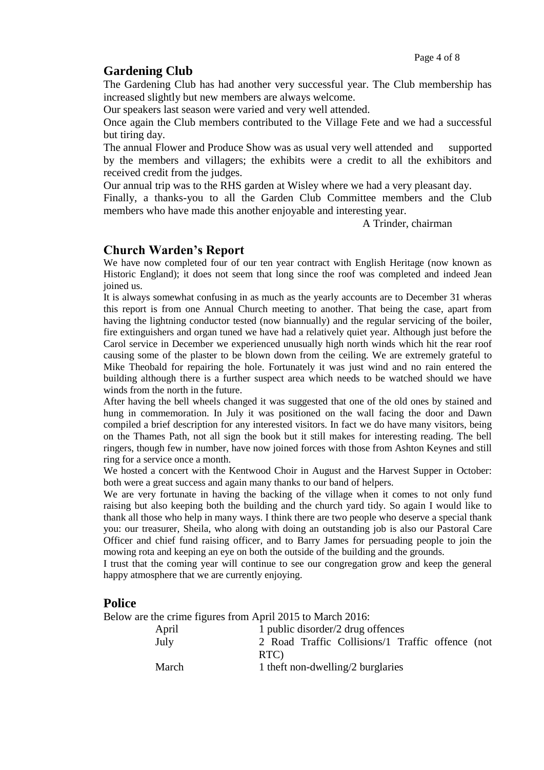## Gardening Club

The Gardening Club has had another very successful year. The Club membership has increased slightly but new members are always welcome.

Our speakers last season were varied and very well attended.

Once again the Club members contributed to the Village Fete and we had a successful but tiring day.

The annual Flower and Produce Show was as usual very well attended and supported by the members and villagers; the exhibits were a credit to all the exhibitors and received credit from the judges.

Our annual trip was to the RHS garden at Wisley where we had a very pleasant day.

Finally, a thanks-you to all the Garden Club Committee members and the Club members who have made this another enjoyable and interesting year.

A Trinder, chairman

## Church Warden's Report

We have now completed four of our ten year contract with English Heritage (now known as Historic England); it does not seem that long since the roof was completed and indeed Jean joined us.

It is always somewhat confusing in as much as the yearly accounts are to December 31 wheras this report is from one Annual Church meeting to another. That being the case, apart from having the lightning conductor tested (now biannually) and the regular servicing of the boiler, fire extinguishers and organ tuned we have had a relatively quiet year. Although just before the Carol service in December we experienced unusually high north winds which hit the rear roof causing some of the plaster to be blown down from the ceiling. We are extremely grateful to Mike Theobald for repairing the hole. Fortunately it was just wind and no rain entered the building although there is a further suspect area which needs to be watched should we have winds from the north in the future.

After having the bell wheels changed it was suggested that one of the old ones by stained and hung in commemoration. In July it was positioned on the wall facing the door and Dawn compiled a brief description for any interested visitors. In fact we do have many visitors, being on the Thames Path, not all sign the book but it still makes for interesting reading. The bell ringers, though few in number, have now joined forces with those from Ashton Keynes and still ring for a service once a month.

We hosted a concert with the Kentwood Choir in August and the Harvest Supper in October: both were a great success and again many thanks to our band of helpers.

We are very fortunate in having the backing of the village when it comes to not only fund raising but also keeping both the building and the church yard tidy. So again I would like to thank all those who help in many ways. I think there are two people who deserve a special thank you: our treasurer, Sheila, who along with doing an outstanding job is also our Pastoral Care Officer and chief fund raising officer, and to Barry James for persuading people to join the mowing rota and keeping an eye on both the outside of the building and the grounds.

I trust that the coming year will continue to see our congregation grow and keep the general happy atmosphere that we are currently enjoying.

## Police

Below are the crime figures from April 2015 to March 2016:

| | |
|---|---|
| April | 1 public disorder/2 drug offences |
| July | 2 Road Traffic Collisions/1 Traffic offence (not RTC) |
| March | 1 theft non-dwelling/2 burglaries |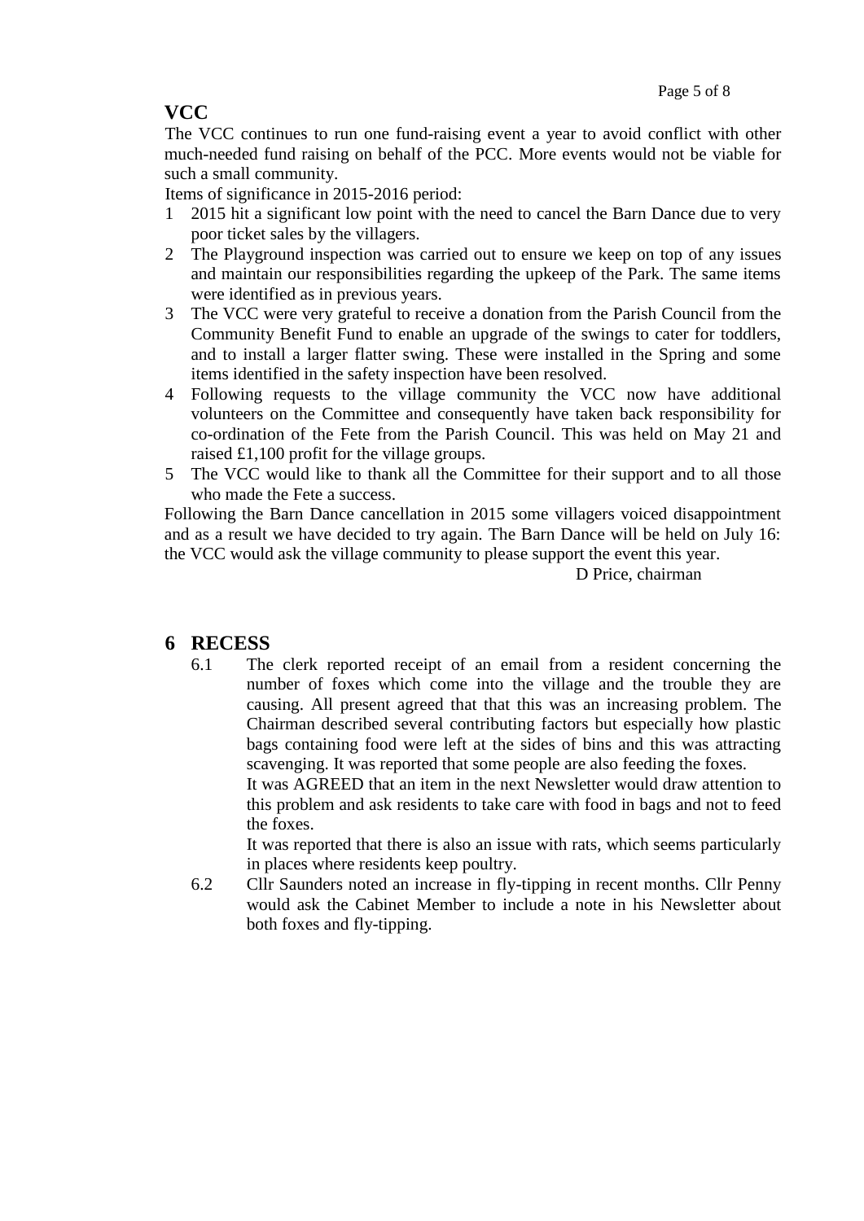## VCC

The VCC continues to run one fund-raising event a year to avoid conflict with other much-needed fund raising on behalf of the PCC. More events would not be viable for such a small community.

Items of significance in 2015-2016 period:

1. 2015 hit a significant low point with the need to cancel the Barn Dance due to very poor ticket sales by the villagers.
2. The Playground inspection was carried out to ensure we keep on top of any issues and maintain our responsibilities regarding the upkeep of the Park. The same items were identified as in previous years.
3. The VCC were very grateful to receive a donation from the Parish Council from the Community Benefit Fund to enable an upgrade of the swings to cater for toddlers, and to install a larger flatter swing. These were installed in the Spring and some items identified in the safety inspection have been resolved.
4. Following requests to the village community the VCC now have additional volunteers on the Committee and consequently have taken back responsibility for co-ordination of the Fete from the Parish Council. This was held on May 21 and raised £1,100 profit for the village groups.
5. The VCC would like to thank all the Committee for their support and to all those who made the Fete a success.

Following the Barn Dance cancellation in 2015 some villagers voiced disappointment and as a result we have decided to try again. The Barn Dance will be held on July 16: the VCC would ask the village community to please support the event this year.

D Price, chairman

## 6 RECESS

6.1 The clerk reported receipt of an email from a resident concerning the number of foxes which come into the village and the trouble they are causing. All present agreed that that this was an increasing problem. The Chairman described several contributing factors but especially how plastic bags containing food were left at the sides of bins and this was attracting scavenging. It was reported that some people are also feeding the foxes.

It was AGREED that an item in the next Newsletter would draw attention to this problem and ask residents to take care with food in bags and not to feed the foxes.

It was reported that there is also an issue with rats, which seems particularly in places where residents keep poultry.

6.2 Cllr Saunders noted an increase in fly-tipping in recent months. Cllr Penny would ask the Cabinet Member to include a note in his Newsletter about both foxes and fly-tipping.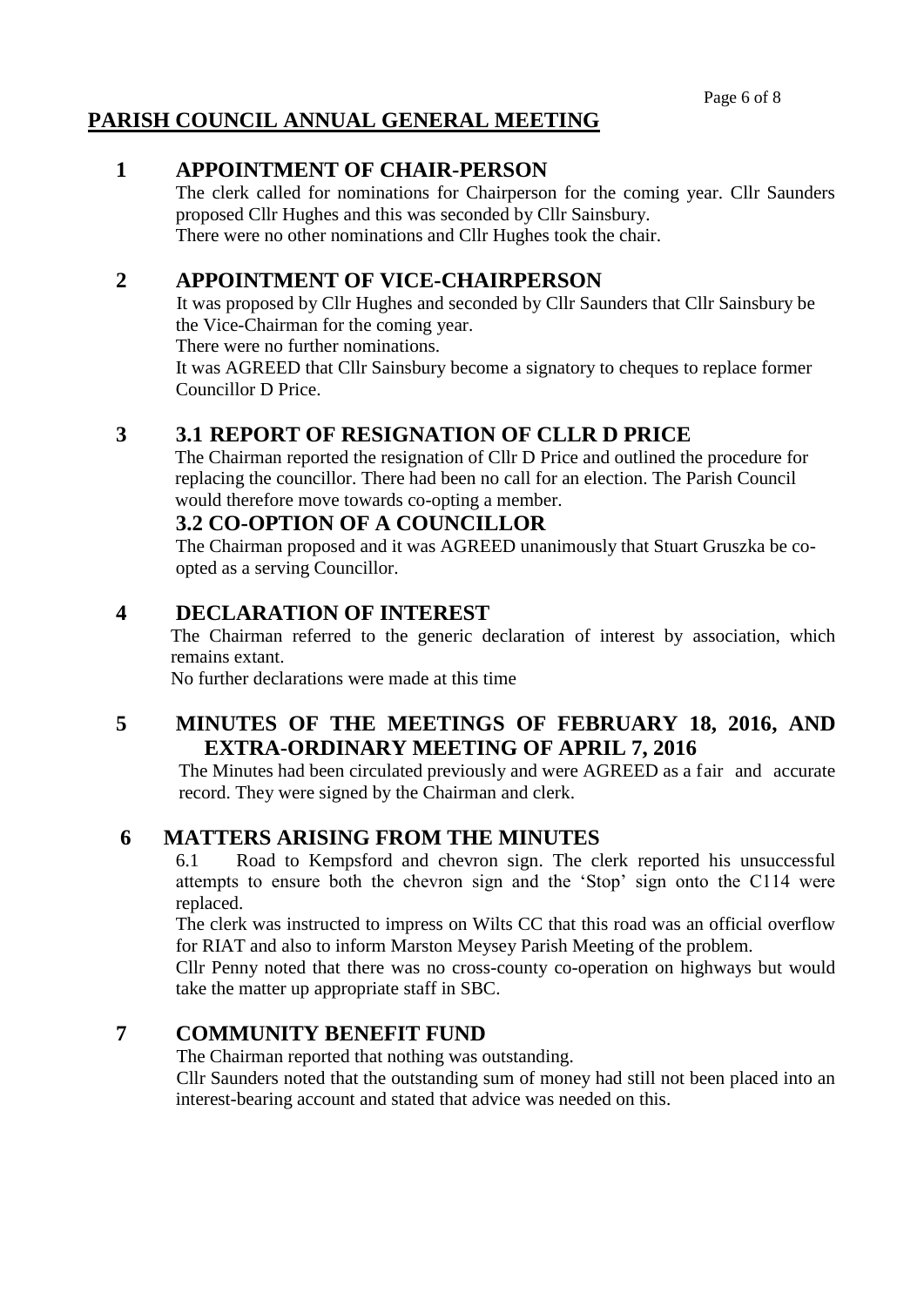# PARISH COUNCIL ANNUAL GENERAL MEETING

## 1 APPOINTMENT OF CHAIR-PERSON

The clerk called for nominations for Chairperson for the coming year. Cllr Saunders proposed Cllr Hughes and this was seconded by Cllr Sainsbury.
There were no other nominations and Cllr Hughes took the chair.

## 2 APPOINTMENT OF VICE-CHAIRPERSON

It was proposed by Cllr Hughes and seconded by Cllr Saunders that Cllr Sainsbury be the Vice-Chairman for the coming year.
There were no further nominations.
It was AGREED that Cllr Sainsbury become a signatory to cheques to replace former Councillor D Price.

## 3 3.1 REPORT OF RESIGNATION OF CLLR D PRICE

The Chairman reported the resignation of Cllr D Price and outlined the procedure for replacing the councillor. There had been no call for an election. The Parish Council would therefore move towards co-opting a member.

### 3.2 CO-OPTION OF A COUNCILLOR

The Chairman proposed and it was AGREED unanimously that Stuart Gruszka be co-opted as a serving Councillor.

## 4 DECLARATION OF INTEREST

The Chairman referred to the generic declaration of interest by association, which remains extant.
No further declarations were made at this time

## 5 MINUTES OF THE MEETINGS OF FEBRUARY 18, 2016, AND EXTRA-ORDINARY MEETING OF APRIL 7, 2016

The Minutes had been circulated previously and were AGREED as a fair and accurate record. They were signed by the Chairman and clerk.

## 6 MATTERS ARISING FROM THE MINUTES

6.1 Road to Kempsford and chevron sign. The clerk reported his unsuccessful attempts to ensure both the chevron sign and the 'Stop' sign onto the C114 were replaced.
The clerk was instructed to impress on Wilts CC that this road was an official overflow for RIAT and also to inform Marston Meysey Parish Meeting of the problem.
Cllr Penny noted that there was no cross-county co-operation on highways but would take the matter up appropriate staff in SBC.

## 7 COMMUNITY BENEFIT FUND

The Chairman reported that nothing was outstanding.
Cllr Saunders noted that the outstanding sum of money had still not been placed into an interest-bearing account and stated that advice was needed on this.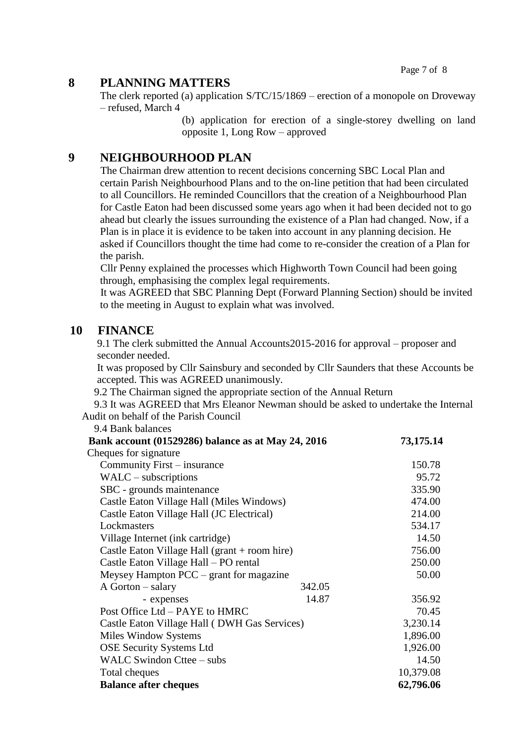## 8 PLANNING MATTERS

The clerk reported (a) application S/TC/15/1869 – erection of a monopole on Droveway – refused, March 4

(b) application for erection of a single-storey dwelling on land opposite 1, Long Row – approved

## 9 NEIGHBOURHOOD PLAN

The Chairman drew attention to recent decisions concerning SBC Local Plan and certain Parish Neighbourhood Plans and to the on-line petition that had been circulated to all Councillors. He reminded Councillors that the creation of a Neighbourhood Plan for Castle Eaton had been discussed some years ago when it had been decided not to go ahead but clearly the issues surrounding the existence of a Plan had changed. Now, if a Plan is in place it is evidence to be taken into account in any planning decision. He asked if Councillors thought the time had come to re-consider the creation of a Plan for the parish.

Cllr Penny explained the processes which Highworth Town Council had been going through, emphasising the complex legal requirements.

It was AGREED that SBC Planning Dept (Forward Planning Section) should be invited to the meeting in August to explain what was involved.

## 10 FINANCE

9.1 The clerk submitted the Annual Accounts2015-2016 for approval – proposer and seconder needed.

It was proposed by Cllr Sainsbury and seconded by Cllr Saunders that these Accounts be accepted. This was AGREED unanimously.

9.2 The Chairman signed the appropriate section of the Annual Return

9.3 It was AGREED that Mrs Eleanor Newman should be asked to undertake the Internal Audit on behalf of the Parish Council

9.4 Bank balances

| **Bank account (01529286) balance as at May 24, 2016** | | **73,175.14** |
|---|---|---|
| Cheques for signature | | |
| Community First – insurance | | 150.78 |
| WALC – subscriptions | | 95.72 |
| SBC - grounds maintenance | | 335.90 |
| Castle Eaton Village Hall (Miles Windows) | | 474.00 |
| Castle Eaton Village Hall (JC Electrical) | | 214.00 |
| Lockmasters | | 534.17 |
| Village Internet (ink cartridge) | | 14.50 |
| Castle Eaton Village Hall (grant + room hire) | | 756.00 |
| Castle Eaton Village Hall – PO rental | | 250.00 |
| Meysey Hampton PCC – grant for magazine | | 50.00 |
| A Gorton – salary | 342.05 | |
| - expenses | 14.87 | 356.92 |
| Post Office Ltd – PAYE to HMRC | | 70.45 |
| Castle Eaton Village Hall ( DWH Gas Services) | | 3,230.14 |
| Miles Window Systems | | 1,896.00 |
| OSE Security Systems Ltd | | 1,926.00 |
| WALC Swindon Cttee – subs | | 14.50 |
| Total cheques | | 10,379.08 |
| **Balance after cheques** | | **62,796.06** |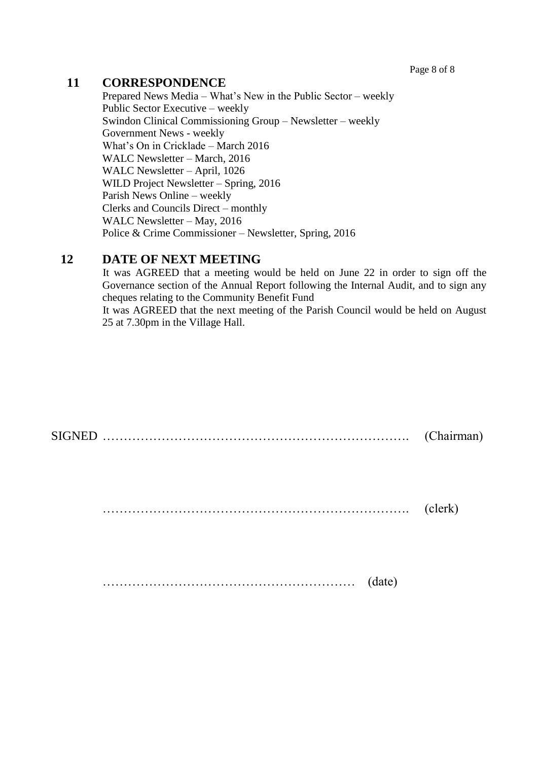## 11 CORRESPONDENCE

Prepared News Media – What's New in the Public Sector – weekly
Public Sector Executive – weekly
Swindon Clinical Commissioning Group – Newsletter – weekly
Government News - weekly
What's On in Cricklade – March 2016
WALC Newsletter – March, 2016
WALC Newsletter – April, 1026
WILD Project Newsletter – Spring, 2016
Parish News Online – weekly
Clerks and Councils Direct – monthly
WALC Newsletter – May, 2016
Police & Crime Commissioner – Newsletter, Spring, 2016

## 12 DATE OF NEXT MEETING

It was AGREED that a meeting would be held on June 22 in order to sign off the Governance section of the Annual Report following the Internal Audit, and to sign any cheques relating to the Community Benefit Fund

It was AGREED that the next meeting of the Parish Council would be held on August 25 at 7.30pm in the Village Hall.

SIGNED ………………………………………………………………. (Chairman)

………………………………………………………………. (clerk)

…………………………………………………… (date)